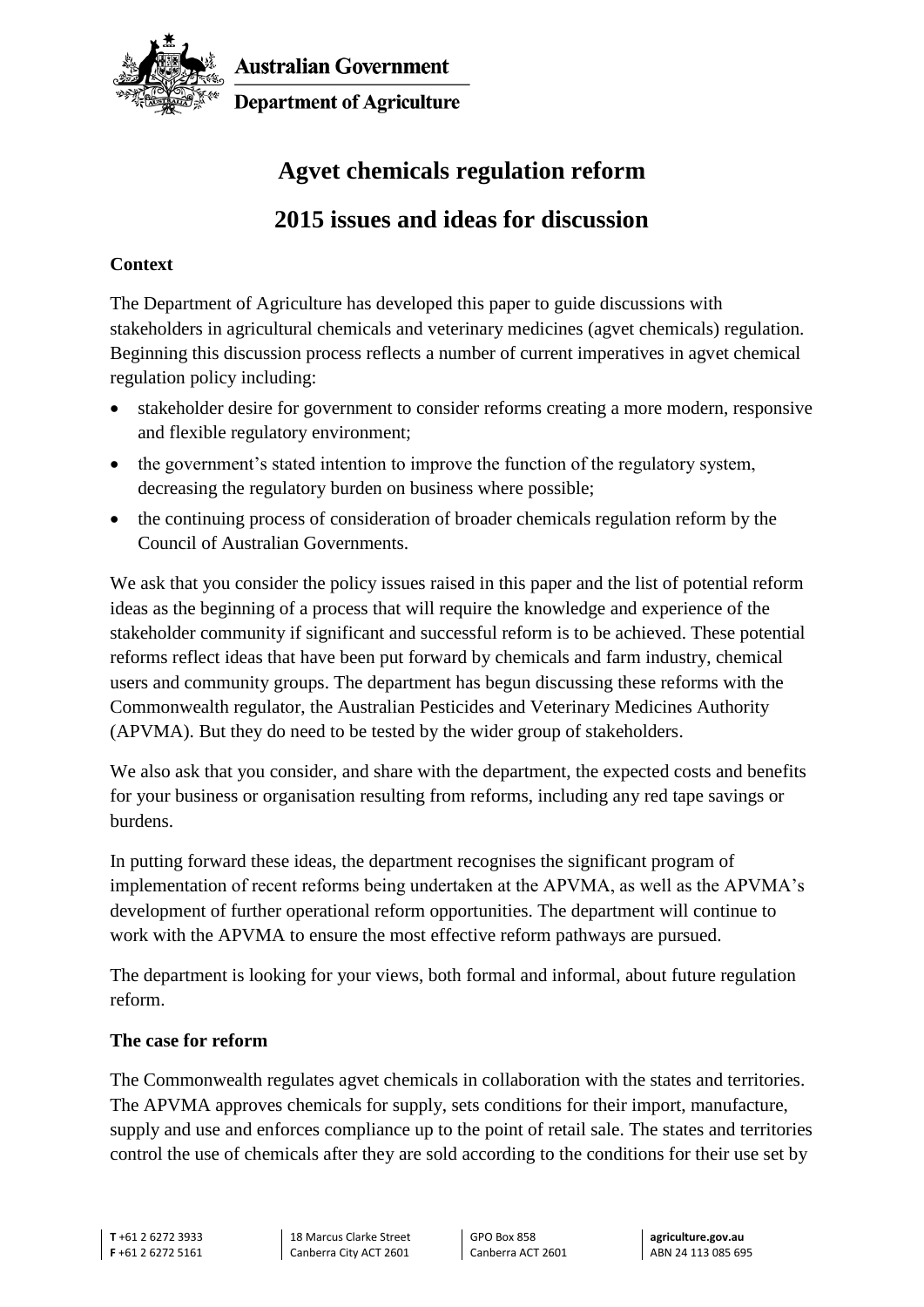Australian Government

Department of Agriculture

# Agvet chemicals regulation reform

## 2015 issues and ideas for discussion

**Context**

The Department of Agriculture has developed this paper to guide discussions with stakeholders in agricultural chemicals and veterinary medicines (agvet chemicals) regulation. Beginning this discussion process reflects a number of current imperatives in agvet chemical regulation policy including:

- stakeholder desire for government to consider reforms creating a more modern, responsive and flexible regulatory environment;
- the government's stated intention to improve the function of the regulatory system, decreasing the regulatory burden on business where possible;
- the continuing process of consideration of broader chemicals regulation reform by the Council of Australian Governments.

We ask that you consider the policy issues raised in this paper and the list of potential reform ideas as the beginning of a process that will require the knowledge and experience of the stakeholder community if significant and successful reform is to be achieved. These potential reforms reflect ideas that have been put forward by chemicals and farm industry, chemical users and community groups. The department has begun discussing these reforms with the Commonwealth regulator, the Australian Pesticides and Veterinary Medicines Authority (APVMA). But they do need to be tested by the wider group of stakeholders.

We also ask that you consider, and share with the department, the expected costs and benefits for your business or organisation resulting from reforms, including any red tape savings or burdens.

In putting forward these ideas, the department recognises the significant program of implementation of recent reforms being undertaken at the APVMA, as well as the APVMA's development of further operational reform opportunities. The department will continue to work with the APVMA to ensure the most effective reform pathways are pursued.

The department is looking for your views, both formal and informal, about future regulation reform.

**The case for reform**

The Commonwealth regulates agvet chemicals in collaboration with the states and territories. The APVMA approves chemicals for supply, sets conditions for their import, manufacture, supply and use and enforces compliance up to the point of retail sale. The states and territories control the use of chemicals after they are sold according to the conditions for their use set by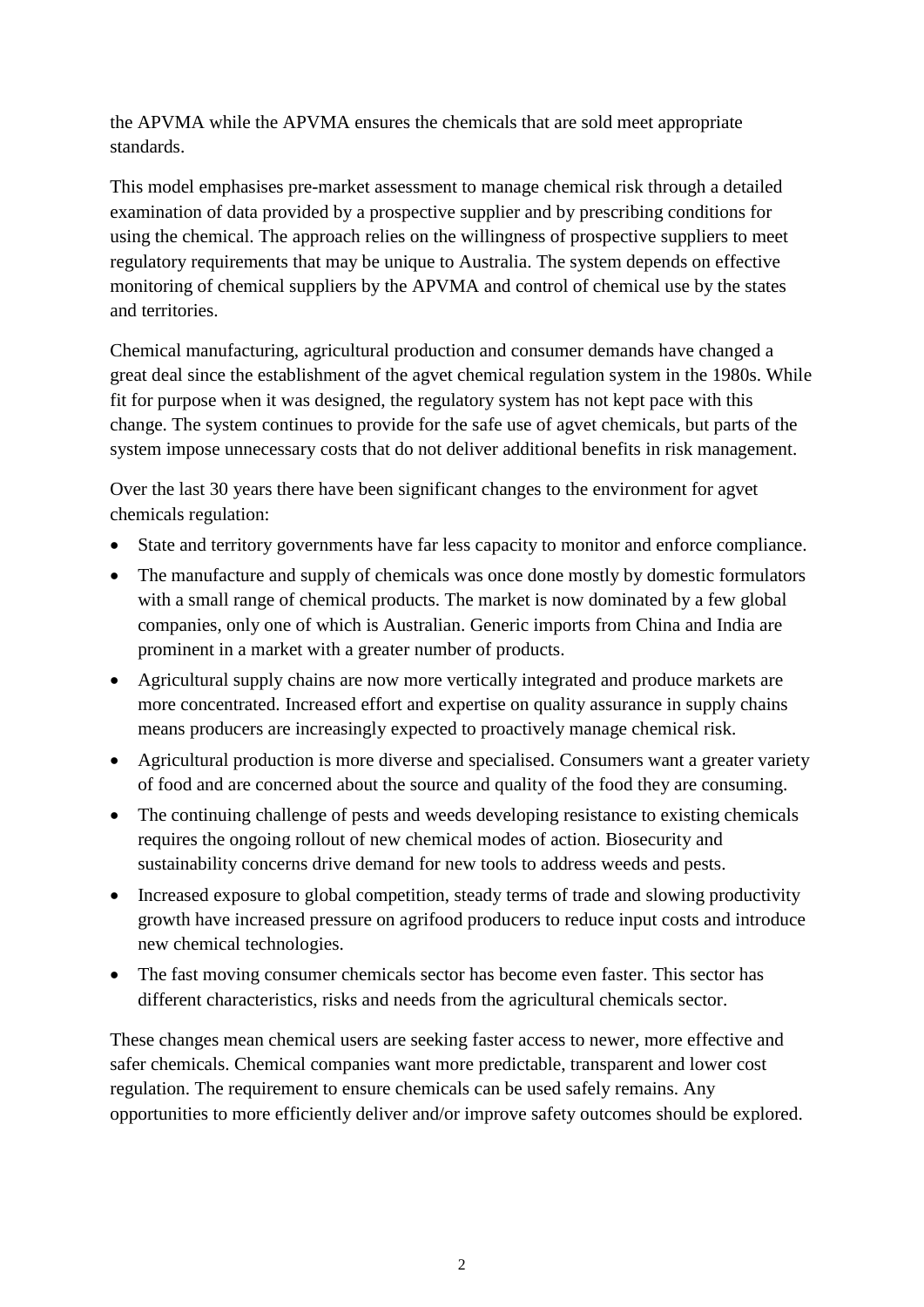the APVMA while the APVMA ensures the chemicals that are sold meet appropriate standards.

This model emphasises pre-market assessment to manage chemical risk through a detailed examination of data provided by a prospective supplier and by prescribing conditions for using the chemical. The approach relies on the willingness of prospective suppliers to meet regulatory requirements that may be unique to Australia. The system depends on effective monitoring of chemical suppliers by the APVMA and control of chemical use by the states and territories.

Chemical manufacturing, agricultural production and consumer demands have changed a great deal since the establishment of the agvet chemical regulation system in the 1980s. While fit for purpose when it was designed, the regulatory system has not kept pace with this change. The system continues to provide for the safe use of agvet chemicals, but parts of the system impose unnecessary costs that do not deliver additional benefits in risk management.

Over the last 30 years there have been significant changes to the environment for agvet chemicals regulation:

- State and territory governments have far less capacity to monitor and enforce compliance.
- The manufacture and supply of chemicals was once done mostly by domestic formulators with a small range of chemical products. The market is now dominated by a few global companies, only one of which is Australian. Generic imports from China and India are prominent in a market with a greater number of products.
- Agricultural supply chains are now more vertically integrated and produce markets are more concentrated. Increased effort and expertise on quality assurance in supply chains means producers are increasingly expected to proactively manage chemical risk.
- Agricultural production is more diverse and specialised. Consumers want a greater variety of food and are concerned about the source and quality of the food they are consuming.
- The continuing challenge of pests and weeds developing resistance to existing chemicals requires the ongoing rollout of new chemical modes of action. Biosecurity and sustainability concerns drive demand for new tools to address weeds and pests.
- Increased exposure to global competition, steady terms of trade and slowing productivity growth have increased pressure on agrifood producers to reduce input costs and introduce new chemical technologies.
- The fast moving consumer chemicals sector has become even faster. This sector has different characteristics, risks and needs from the agricultural chemicals sector.

These changes mean chemical users are seeking faster access to newer, more effective and safer chemicals. Chemical companies want more predictable, transparent and lower cost regulation. The requirement to ensure chemicals can be used safely remains. Any opportunities to more efficiently deliver and/or improve safety outcomes should be explored.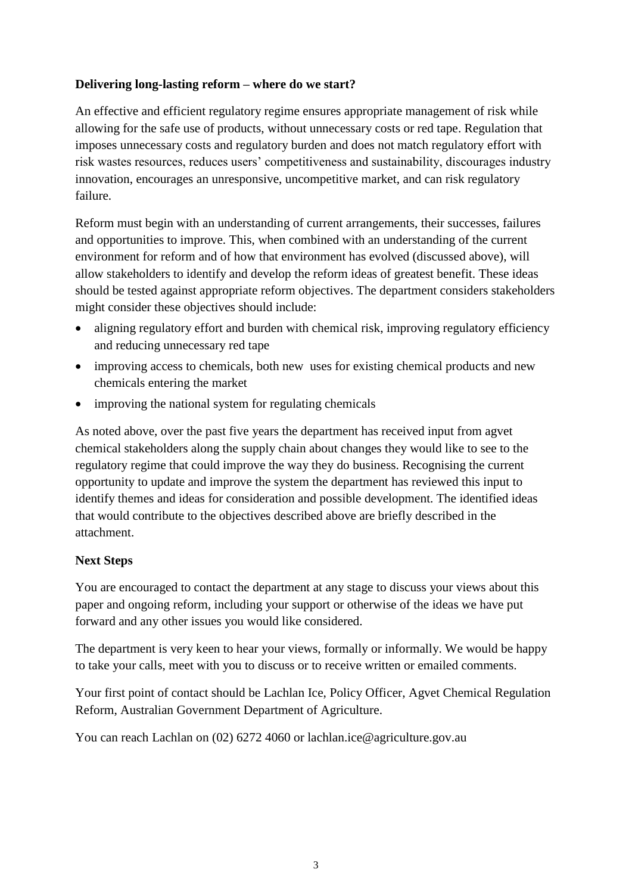**Delivering long-lasting reform – where do we start?**

An effective and efficient regulatory regime ensures appropriate management of risk while allowing for the safe use of products, without unnecessary costs or red tape. Regulation that imposes unnecessary costs and regulatory burden and does not match regulatory effort with risk wastes resources, reduces users' competitiveness and sustainability, discourages industry innovation, encourages an unresponsive, uncompetitive market, and can risk regulatory failure.

Reform must begin with an understanding of current arrangements, their successes, failures and opportunities to improve. This, when combined with an understanding of the current environment for reform and of how that environment has evolved (discussed above), will allow stakeholders to identify and develop the reform ideas of greatest benefit. These ideas should be tested against appropriate reform objectives. The department considers stakeholders might consider these objectives should include:

- aligning regulatory effort and burden with chemical risk, improving regulatory efficiency and reducing unnecessary red tape
- improving access to chemicals, both new uses for existing chemical products and new chemicals entering the market
- improving the national system for regulating chemicals

As noted above, over the past five years the department has received input from agvet chemical stakeholders along the supply chain about changes they would like to see to the regulatory regime that could improve the way they do business. Recognising the current opportunity to update and improve the system the department has reviewed this input to identify themes and ideas for consideration and possible development. The identified ideas that would contribute to the objectives described above are briefly described in the attachment.

**Next Steps**

You are encouraged to contact the department at any stage to discuss your views about this paper and ongoing reform, including your support or otherwise of the ideas we have put forward and any other issues you would like considered.

The department is very keen to hear your views, formally or informally. We would be happy to take your calls, meet with you to discuss or to receive written or emailed comments.

Your first point of contact should be Lachlan Ice, Policy Officer, Agvet Chemical Regulation Reform, Australian Government Department of Agriculture.

You can reach Lachlan on (02) 6272 4060 or lachlan.ice@agriculture.gov.au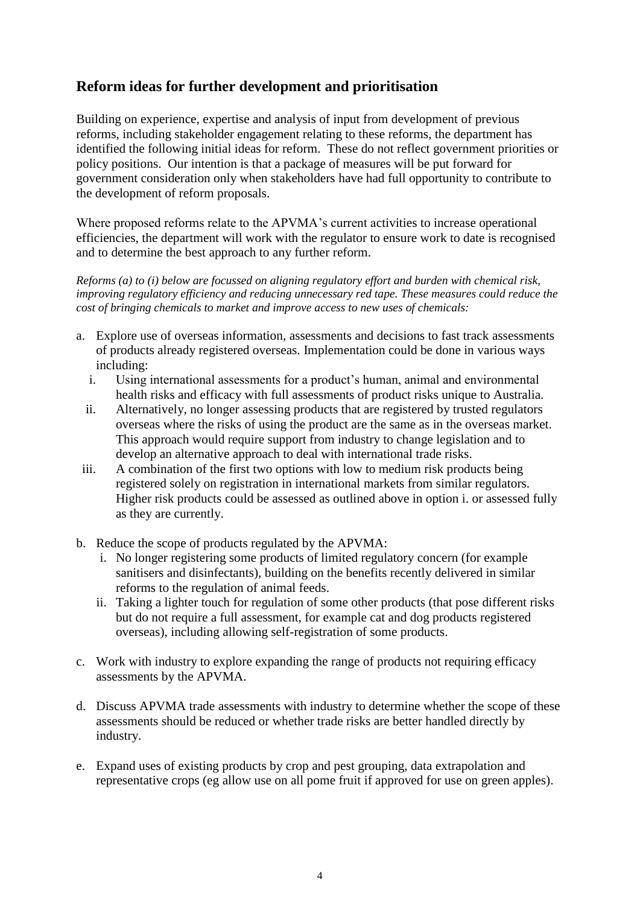## Reform ideas for further development and prioritisation

Building on experience, expertise and analysis of input from development of previous reforms, including stakeholder engagement relating to these reforms, the department has identified the following initial ideas for reform. These do not reflect government priorities or policy positions. Our intention is that a package of measures will be put forward for government consideration only when stakeholders have had full opportunity to contribute to the development of reform proposals.

Where proposed reforms relate to the APVMA's current activities to increase operational efficiencies, the department will work with the regulator to ensure work to date is recognised and to determine the best approach to any further reform.

*Reforms (a) to (i) below are focussed on aligning regulatory effort and burden with chemical risk, improving regulatory efficiency and reducing unnecessary red tape. These measures could reduce the cost of bringing chemicals to market and improve access to new uses of chemicals:*

a. Explore use of overseas information, assessments and decisions to fast track assessments of products already registered overseas. Implementation could be done in various ways including:
   i. Using international assessments for a product's human, animal and environmental health risks and efficacy with full assessments of product risks unique to Australia.
   ii. Alternatively, no longer assessing products that are registered by trusted regulators overseas where the risks of using the product are the same as in the overseas market. This approach would require support from industry to change legislation and to develop an alternative approach to deal with international trade risks.
   iii. A combination of the first two options with low to medium risk products being registered solely on registration in international markets from similar regulators. Higher risk products could be assessed as outlined above in option i. or assessed fully as they are currently.

b. Reduce the scope of products regulated by the APVMA:
   i. No longer registering some products of limited regulatory concern (for example sanitisers and disinfectants), building on the benefits recently delivered in similar reforms to the regulation of animal feeds.
   ii. Taking a lighter touch for regulation of some other products (that pose different risks but do not require a full assessment, for example cat and dog products registered overseas), including allowing self-registration of some products.

c. Work with industry to explore expanding the range of products not requiring efficacy assessments by the APVMA.

d. Discuss APVMA trade assessments with industry to determine whether the scope of these assessments should be reduced or whether trade risks are better handled directly by industry.

e. Expand uses of existing products by crop and pest grouping, data extrapolation and representative crops (eg allow use on all pome fruit if approved for use on green apples).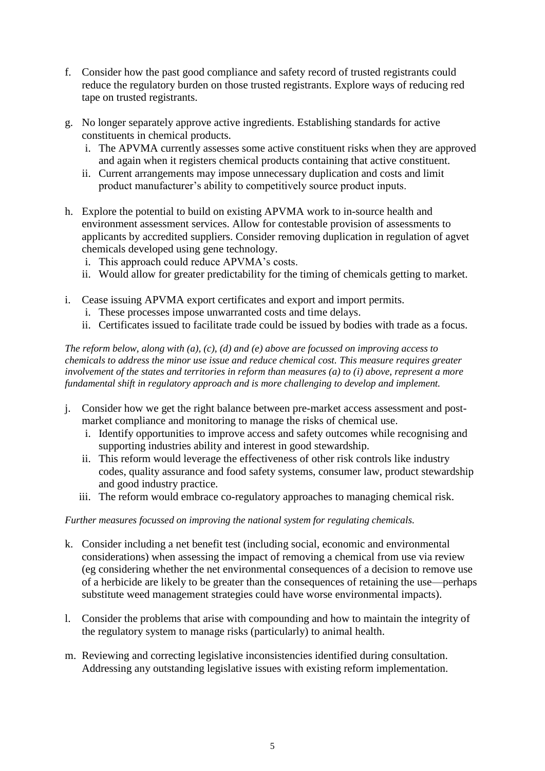f. Consider how the past good compliance and safety record of trusted registrants could reduce the regulatory burden on those trusted registrants. Explore ways of reducing red tape on trusted registrants.

g. No longer separately approve active ingredients. Establishing standards for active constituents in chemical products.
   i. The APVMA currently assesses some active constituent risks when they are approved and again when it registers chemical products containing that active constituent.
   ii. Current arrangements may impose unnecessary duplication and costs and limit product manufacturer's ability to competitively source product inputs.

h. Explore the potential to build on existing APVMA work to in-source health and environment assessment services. Allow for contestable provision of assessments to applicants by accredited suppliers. Consider removing duplication in regulation of agvet chemicals developed using gene technology.
   i. This approach could reduce APVMA's costs.
   ii. Would allow for greater predictability for the timing of chemicals getting to market.

i. Cease issuing APVMA export certificates and export and import permits.
   i. These processes impose unwarranted costs and time delays.
   ii. Certificates issued to facilitate trade could be issued by bodies with trade as a focus.

*The reform below, along with (a), (c), (d) and (e) above are focussed on improving access to chemicals to address the minor use issue and reduce chemical cost. This measure requires greater involvement of the states and territories in reform than measures (a) to (i) above, represent a more fundamental shift in regulatory approach and is more challenging to develop and implement.*

j. Consider how we get the right balance between pre-market access assessment and post-market compliance and monitoring to manage the risks of chemical use.
   i. Identify opportunities to improve access and safety outcomes while recognising and supporting industries ability and interest in good stewardship.
   ii. This reform would leverage the effectiveness of other risk controls like industry codes, quality assurance and food safety systems, consumer law, product stewardship and good industry practice.
   iii. The reform would embrace co-regulatory approaches to managing chemical risk.

*Further measures focussed on improving the national system for regulating chemicals.*

k. Consider including a net benefit test (including social, economic and environmental considerations) when assessing the impact of removing a chemical from use via review (eg considering whether the net environmental consequences of a decision to remove use of a herbicide are likely to be greater than the consequences of retaining the use—perhaps substitute weed management strategies could have worse environmental impacts).

l. Consider the problems that arise with compounding and how to maintain the integrity of the regulatory system to manage risks (particularly) to animal health.

m. Reviewing and correcting legislative inconsistencies identified during consultation. Addressing any outstanding legislative issues with existing reform implementation.